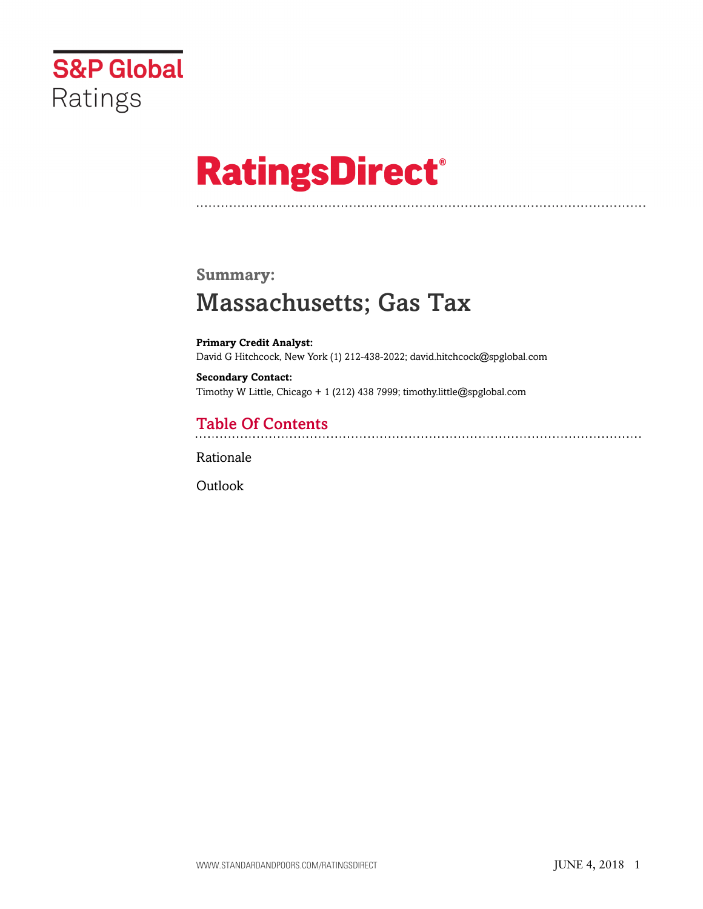S&P Global Ratings

# RatingsDirect®

## Summary:

# Massachusetts; Gas Tax

**Primary Credit Analyst:**
David G Hitchcock, New York (1) 212-438-2022; david.hitchcock@spglobal.com

**Secondary Contact:**
Timothy W Little, Chicago + 1 (212) 438 7999; timothy.little@spglobal.com

## Table Of Contents

Rationale

Outlook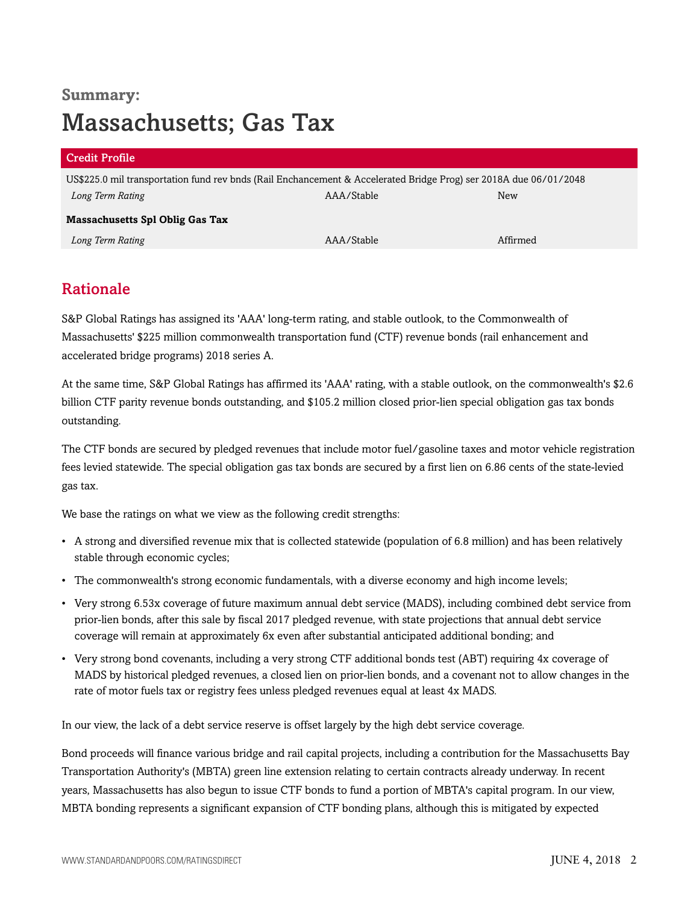**Summary:**

# Massachusetts; Gas Tax

| Credit Profile | | |
|---|---|---|
| US$225.0 mil transportation fund rev bnds (Rail Enchancement & Accelerated Bridge Prog) ser 2018A due 06/01/2048 | | |
| *Long Term Rating* | AAA/Stable | New |
| **Massachusetts Spl Oblig Gas Tax** | | |
| *Long Term Rating* | AAA/Stable | Affirmed |

## Rationale

S&P Global Ratings has assigned its 'AAA' long-term rating, and stable outlook, to the Commonwealth of Massachusetts' $225 million commonwealth transportation fund (CTF) revenue bonds (rail enhancement and accelerated bridge programs) 2018 series A.

At the same time, S&P Global Ratings has affirmed its 'AAA' rating, with a stable outlook, on the commonwealth's $2.6 billion CTF parity revenue bonds outstanding, and $105.2 million closed prior-lien special obligation gas tax bonds outstanding.

The CTF bonds are secured by pledged revenues that include motor fuel/gasoline taxes and motor vehicle registration fees levied statewide. The special obligation gas tax bonds are secured by a first lien on 6.86 cents of the state-levied gas tax.

We base the ratings on what we view as the following credit strengths:

- A strong and diversified revenue mix that is collected statewide (population of 6.8 million) and has been relatively stable through economic cycles;
- The commonwealth's strong economic fundamentals, with a diverse economy and high income levels;
- Very strong 6.53x coverage of future maximum annual debt service (MADS), including combined debt service from prior-lien bonds, after this sale by fiscal 2017 pledged revenue, with state projections that annual debt service coverage will remain at approximately 6x even after substantial anticipated additional bonding; and
- Very strong bond covenants, including a very strong CTF additional bonds test (ABT) requiring 4x coverage of MADS by historical pledged revenues, a closed lien on prior-lien bonds, and a covenant not to allow changes in the rate of motor fuels tax or registry fees unless pledged revenues equal at least 4x MADS.

In our view, the lack of a debt service reserve is offset largely by the high debt service coverage.

Bond proceeds will finance various bridge and rail capital projects, including a contribution for the Massachusetts Bay Transportation Authority's (MBTA) green line extension relating to certain contracts already underway. In recent years, Massachusetts has also begun to issue CTF bonds to fund a portion of MBTA's capital program. In our view, MBTA bonding represents a significant expansion of CTF bonding plans, although this is mitigated by expected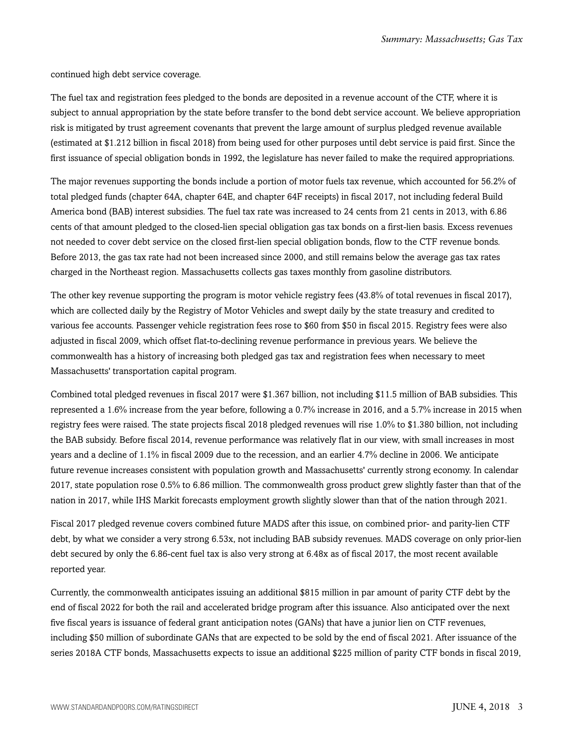continued high debt service coverage.

The fuel tax and registration fees pledged to the bonds are deposited in a revenue account of the CTF, where it is subject to annual appropriation by the state before transfer to the bond debt service account. We believe appropriation risk is mitigated by trust agreement covenants that prevent the large amount of surplus pledged revenue available (estimated at $1.212 billion in fiscal 2018) from being used for other purposes until debt service is paid first. Since the first issuance of special obligation bonds in 1992, the legislature has never failed to make the required appropriations.

The major revenues supporting the bonds include a portion of motor fuels tax revenue, which accounted for 56.2% of total pledged funds (chapter 64A, chapter 64E, and chapter 64F receipts) in fiscal 2017, not including federal Build America bond (BAB) interest subsidies. The fuel tax rate was increased to 24 cents from 21 cents in 2013, with 6.86 cents of that amount pledged to the closed-lien special obligation gas tax bonds on a first-lien basis. Excess revenues not needed to cover debt service on the closed first-lien special obligation bonds, flow to the CTF revenue bonds. Before 2013, the gas tax rate had not been increased since 2000, and still remains below the average gas tax rates charged in the Northeast region. Massachusetts collects gas taxes monthly from gasoline distributors.

The other key revenue supporting the program is motor vehicle registry fees (43.8% of total revenues in fiscal 2017), which are collected daily by the Registry of Motor Vehicles and swept daily by the state treasury and credited to various fee accounts. Passenger vehicle registration fees rose to $60 from $50 in fiscal 2015. Registry fees were also adjusted in fiscal 2009, which offset flat-to-declining revenue performance in previous years. We believe the commonwealth has a history of increasing both pledged gas tax and registration fees when necessary to meet Massachusetts' transportation capital program.

Combined total pledged revenues in fiscal 2017 were $1.367 billion, not including $11.5 million of BAB subsidies. This represented a 1.6% increase from the year before, following a 0.7% increase in 2016, and a 5.7% increase in 2015 when registry fees were raised. The state projects fiscal 2018 pledged revenues will rise 1.0% to $1.380 billion, not including the BAB subsidy. Before fiscal 2014, revenue performance was relatively flat in our view, with small increases in most years and a decline of 1.1% in fiscal 2009 due to the recession, and an earlier 4.7% decline in 2006. We anticipate future revenue increases consistent with population growth and Massachusetts' currently strong economy. In calendar 2017, state population rose 0.5% to 6.86 million. The commonwealth gross product grew slightly faster than that of the nation in 2017, while IHS Markit forecasts employment growth slightly slower than that of the nation through 2021.

Fiscal 2017 pledged revenue covers combined future MADS after this issue, on combined prior- and parity-lien CTF debt, by what we consider a very strong 6.53x, not including BAB subsidy revenues. MADS coverage on only prior-lien debt secured by only the 6.86-cent fuel tax is also very strong at 6.48x as of fiscal 2017, the most recent available reported year.

Currently, the commonwealth anticipates issuing an additional $815 million in par amount of parity CTF debt by the end of fiscal 2022 for both the rail and accelerated bridge program after this issuance. Also anticipated over the next five fiscal years is issuance of federal grant anticipation notes (GANs) that have a junior lien on CTF revenues, including $50 million of subordinate GANs that are expected to be sold by the end of fiscal 2021. After issuance of the series 2018A CTF bonds, Massachusetts expects to issue an additional $225 million of parity CTF bonds in fiscal 2019,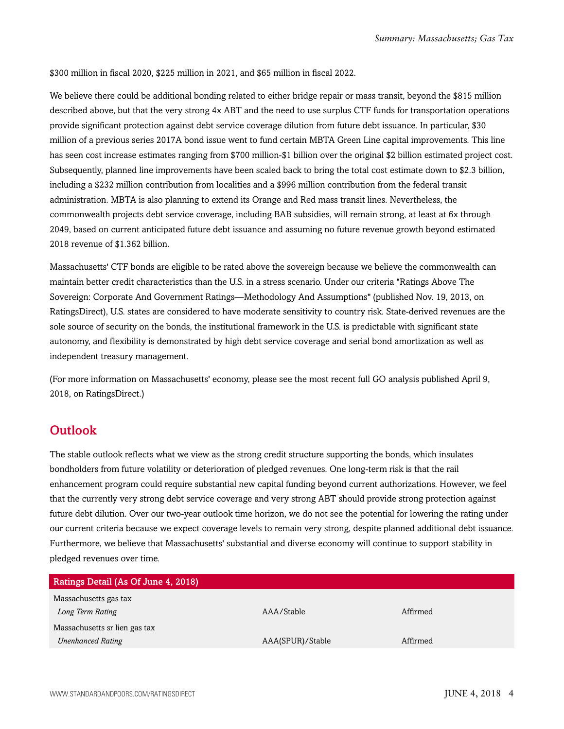$300 million in fiscal 2020, $225 million in 2021, and $65 million in fiscal 2022.

We believe there could be additional bonding related to either bridge repair or mass transit, beyond the $815 million described above, but that the very strong 4x ABT and the need to use surplus CTF funds for transportation operations provide significant protection against debt service coverage dilution from future debt issuance. In particular, $30 million of a previous series 2017A bond issue went to fund certain MBTA Green Line capital improvements. This line has seen cost increase estimates ranging from $700 million-$1 billion over the original $2 billion estimated project cost. Subsequently, planned line improvements have been scaled back to bring the total cost estimate down to $2.3 billion, including a $232 million contribution from localities and a $996 million contribution from the federal transit administration. MBTA is also planning to extend its Orange and Red mass transit lines. Nevertheless, the commonwealth projects debt service coverage, including BAB subsidies, will remain strong, at least at 6x through 2049, based on current anticipated future debt issuance and assuming no future revenue growth beyond estimated 2018 revenue of $1.362 billion.

Massachusetts' CTF bonds are eligible to be rated above the sovereign because we believe the commonwealth can maintain better credit characteristics than the U.S. in a stress scenario. Under our criteria "Ratings Above The Sovereign: Corporate And Government Ratings—Methodology And Assumptions" (published Nov. 19, 2013, on RatingsDirect), U.S. states are considered to have moderate sensitivity to country risk. State-derived revenues are the sole source of security on the bonds, the institutional framework in the U.S. is predictable with significant state autonomy, and flexibility is demonstrated by high debt service coverage and serial bond amortization as well as independent treasury management.

(For more information on Massachusetts' economy, please see the most recent full GO analysis published April 9, 2018, on RatingsDirect.)

## Outlook

The stable outlook reflects what we view as the strong credit structure supporting the bonds, which insulates bondholders from future volatility or deterioration of pledged revenues. One long-term risk is that the rail enhancement program could require substantial new capital funding beyond current authorizations. However, we feel that the currently very strong debt service coverage and very strong ABT should provide strong protection against future debt dilution. Over our two-year outlook time horizon, we do not see the potential for lowering the rating under our current criteria because we expect coverage levels to remain very strong, despite planned additional debt issuance. Furthermore, we believe that Massachusetts' substantial and diverse economy will continue to support stability in pledged revenues over time.

| Ratings Detail (As Of June 4, 2018) | | |
|---|---|---|
| Massachusetts gas tax | | |
| *Long Term Rating* | AAA/Stable | Affirmed |
| Massachusetts sr lien gas tax | | |
| *Unenhanced Rating* | AAA(SPUR)/Stable | Affirmed |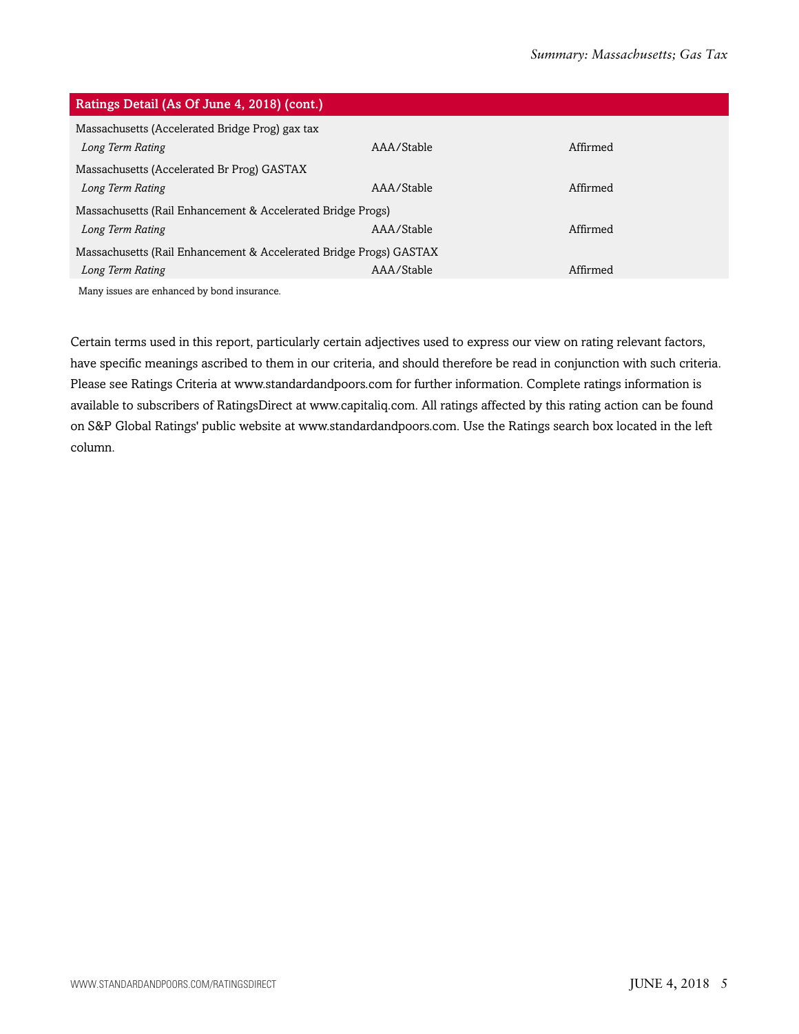| Ratings Detail (As Of June 4, 2018) (cont.) | | |
|---|---|---|
| Massachusetts (Accelerated Bridge Prog) gax tax | | |
| *Long Term Rating* | AAA/Stable | Affirmed |
| Massachusetts (Accelerated Br Prog) GASTAX | | |
| *Long Term Rating* | AAA/Stable | Affirmed |
| Massachusetts (Rail Enhancement & Accelerated Bridge Progs) | | |
| *Long Term Rating* | AAA/Stable | Affirmed |
| Massachusetts (Rail Enhancement & Accelerated Bridge Progs) GASTAX | | |
| *Long Term Rating* | AAA/Stable | Affirmed |

Many issues are enhanced by bond insurance.

Certain terms used in this report, particularly certain adjectives used to express our view on rating relevant factors, have specific meanings ascribed to them in our criteria, and should therefore be read in conjunction with such criteria. Please see Ratings Criteria at www.standardandpoors.com for further information. Complete ratings information is available to subscribers of RatingsDirect at www.capitaliq.com. All ratings affected by this rating action can be found on S&P Global Ratings' public website at www.standardandpoors.com. Use the Ratings search box located in the left column.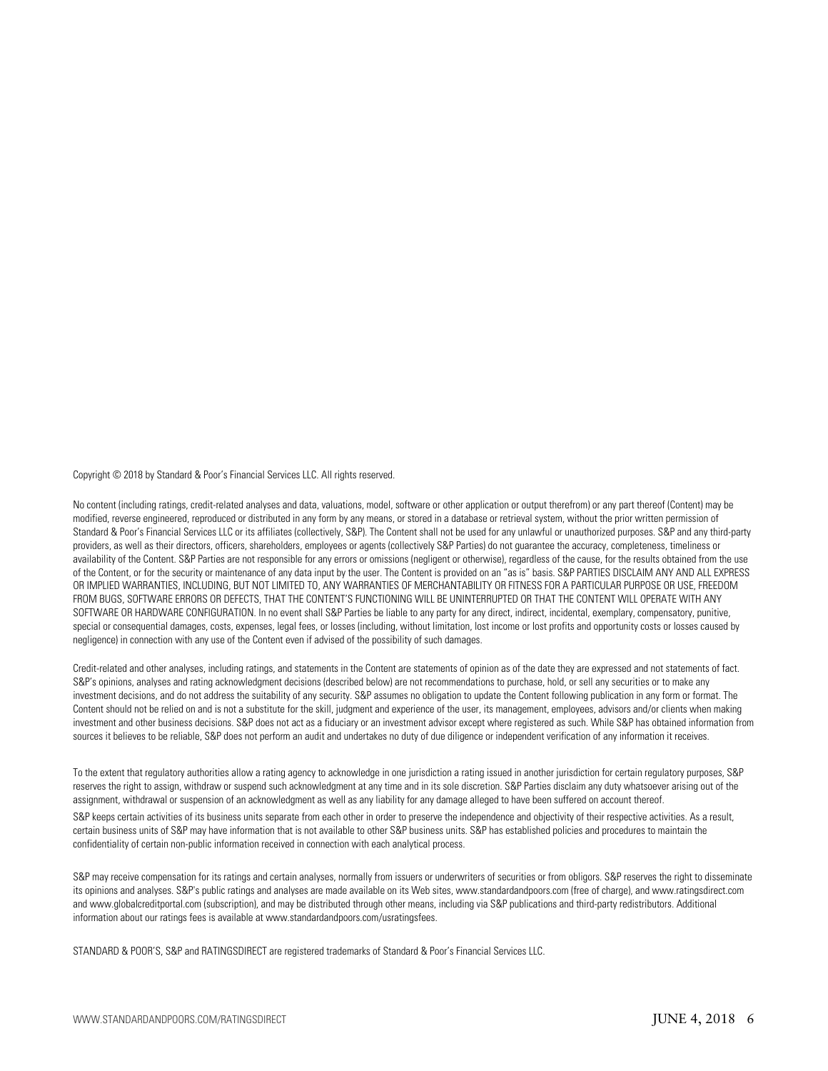Copyright © 2018 by Standard & Poor's Financial Services LLC. All rights reserved.

No content (including ratings, credit-related analyses and data, valuations, model, software or other application or output therefrom) or any part thereof (Content) may be modified, reverse engineered, reproduced or distributed in any form by any means, or stored in a database or retrieval system, without the prior written permission of Standard & Poor's Financial Services LLC or its affiliates (collectively, S&P). The Content shall not be used for any unlawful or unauthorized purposes. S&P and any third-party providers, as well as their directors, officers, shareholders, employees or agents (collectively S&P Parties) do not guarantee the accuracy, completeness, timeliness or availability of the Content. S&P Parties are not responsible for any errors or omissions (negligent or otherwise), regardless of the cause, for the results obtained from the use of the Content, or for the security or maintenance of any data input by the user. The Content is provided on an "as is" basis. S&P PARTIES DISCLAIM ANY AND ALL EXPRESS OR IMPLIED WARRANTIES, INCLUDING, BUT NOT LIMITED TO, ANY WARRANTIES OF MERCHANTABILITY OR FITNESS FOR A PARTICULAR PURPOSE OR USE, FREEDOM FROM BUGS, SOFTWARE ERRORS OR DEFECTS, THAT THE CONTENT'S FUNCTIONING WILL BE UNINTERRUPTED OR THAT THE CONTENT WILL OPERATE WITH ANY SOFTWARE OR HARDWARE CONFIGURATION. In no event shall S&P Parties be liable to any party for any direct, indirect, incidental, exemplary, compensatory, punitive, special or consequential damages, costs, expenses, legal fees, or losses (including, without limitation, lost income or lost profits and opportunity costs or losses caused by negligence) in connection with any use of the Content even if advised of the possibility of such damages.

Credit-related and other analyses, including ratings, and statements in the Content are statements of opinion as of the date they are expressed and not statements of fact. S&P's opinions, analyses and rating acknowledgment decisions (described below) are not recommendations to purchase, hold, or sell any securities or to make any investment decisions, and do not address the suitability of any security. S&P assumes no obligation to update the Content following publication in any form or format. The Content should not be relied on and is not a substitute for the skill, judgment and experience of the user, its management, employees, advisors and/or clients when making investment and other business decisions. S&P does not act as a fiduciary or an investment advisor except where registered as such. While S&P has obtained information from sources it believes to be reliable, S&P does not perform an audit and undertakes no duty of due diligence or independent verification of any information it receives.

To the extent that regulatory authorities allow a rating agency to acknowledge in one jurisdiction a rating issued in another jurisdiction for certain regulatory purposes, S&P reserves the right to assign, withdraw or suspend such acknowledgment at any time and in its sole discretion. S&P Parties disclaim any duty whatsoever arising out of the assignment, withdrawal or suspension of an acknowledgment as well as any liability for any damage alleged to have been suffered on account thereof.

S&P keeps certain activities of its business units separate from each other in order to preserve the independence and objectivity of their respective activities. As a result, certain business units of S&P may have information that is not available to other S&P business units. S&P has established policies and procedures to maintain the confidentiality of certain non-public information received in connection with each analytical process.

S&P may receive compensation for its ratings and certain analyses, normally from issuers or underwriters of securities or from obligors. S&P reserves the right to disseminate its opinions and analyses. S&P's public ratings and analyses are made available on its Web sites, www.standardandpoors.com (free of charge), and www.ratingsdirect.com and www.globalcreditportal.com (subscription), and may be distributed through other means, including via S&P publications and third-party redistributors. Additional information about our ratings fees is available at www.standardandpoors.com/usratingsfees.

STANDARD & POOR'S, S&P and RATINGSDIRECT are registered trademarks of Standard & Poor's Financial Services LLC.